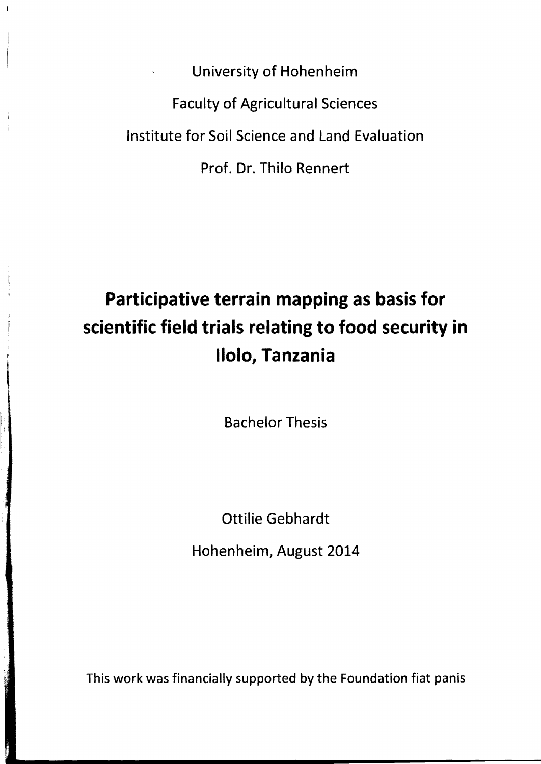University of Hohenheim

Faculty of Agricultural Sciences

Institute for Soil Science and Land Evaluation

Prof. Dr. Thilo Rennert

# Participative terrain mapping as basis for scientific field trials relating to food security in Ilolo, Tanzania

Bachelor Thesis

Ottilie Gebhardt

Hohenheim, August 2014

This work was financially supported by the Foundation fiat panis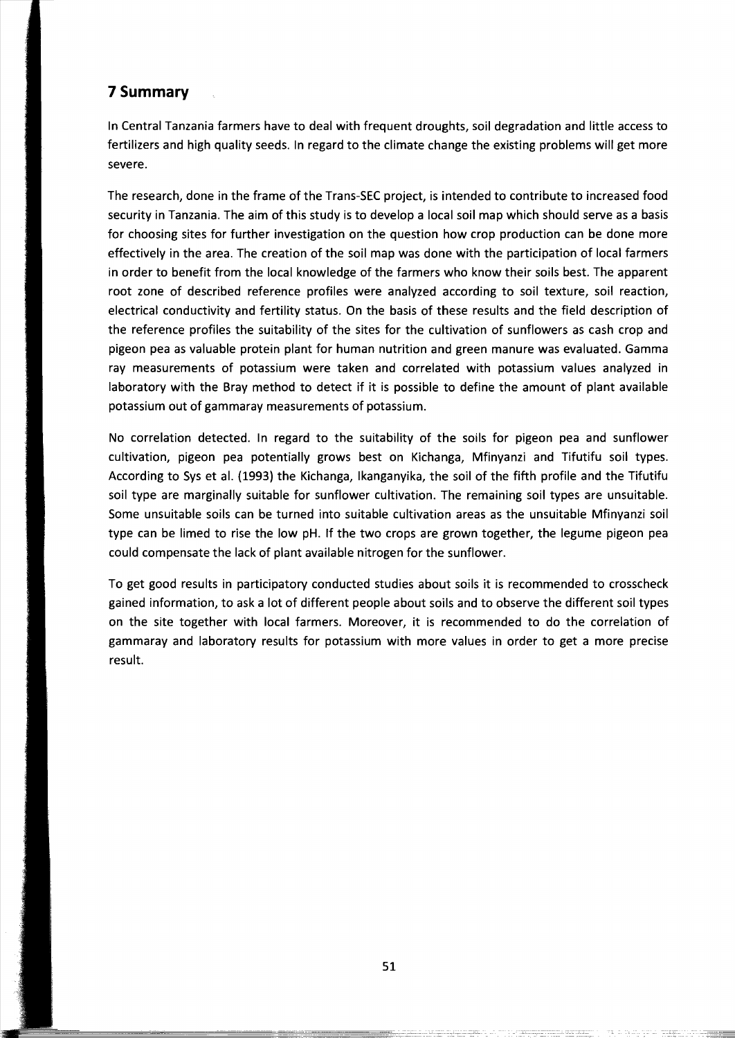# 7 Summary

In Central Tanzania farmers have to deal with frequent droughts, soil degradation and little access to fertilizers and high quality seeds. In regard to the climate change the existing problems will get more severe.

The research, done in the frame of the Trans-SEC project, is intended to contribute to increased food security in Tanzania. The aim of this study is to develop a local soil map which should serve as a basis for choosing sites for further investigation on the question how crop production can be done more effectively in the area. The creation of the soil map was done with the participation of local farmers in order to benefit from the local knowledge of the farmers who know their soils best. The apparent root zone of described reference profiles were analyzed according to soil texture, soil reaction, electrical conductivity and fertility status. On the basis of these results and the field description of the reference profiles the suitability of the sites for the cultivation of sunflowers as cash crop and pigeon pea as valuable protein plant for human nutrition and green manure was evaluated. Gamma ray measurements of potassium were taken and correlated with potassium values analyzed in laboratory with the Bray method to detect if it is possible to define the amount of plant available potassium out of gammaray measurements of potassium.

No correlation detected. In regard to the suitability of the soils for pigeon pea and sunflower cultivation, pigeon pea potentially grows best on Kichanga, Mfinyanzi and Tifutifu soil types. According to Sys et al. (1993) the Kichanga, Ikanganyika, the soil of the fifth profile and the Tifutifu soil type are marginally suitable for sunflower cultivation. The remaining soil types are unsuitable. Some unsuitable soils can be turned into suitable cultivation areas as the unsuitable Mfinyanzi soil type can be limed to rise the low pH. If the two crops are grown together, the legume pigeon pea could compensate the lack of plant available nitrogen for the sunflower.

To get good results in participatory conducted studies about soils it is recommended to crosscheck gained information, to ask a lot of different people about soils and to observe the different soil types on the site together with local farmers. Moreover, it is recommended to do the correlation of gammaray and laboratory results for potassium with more values in order to get a more precise result.